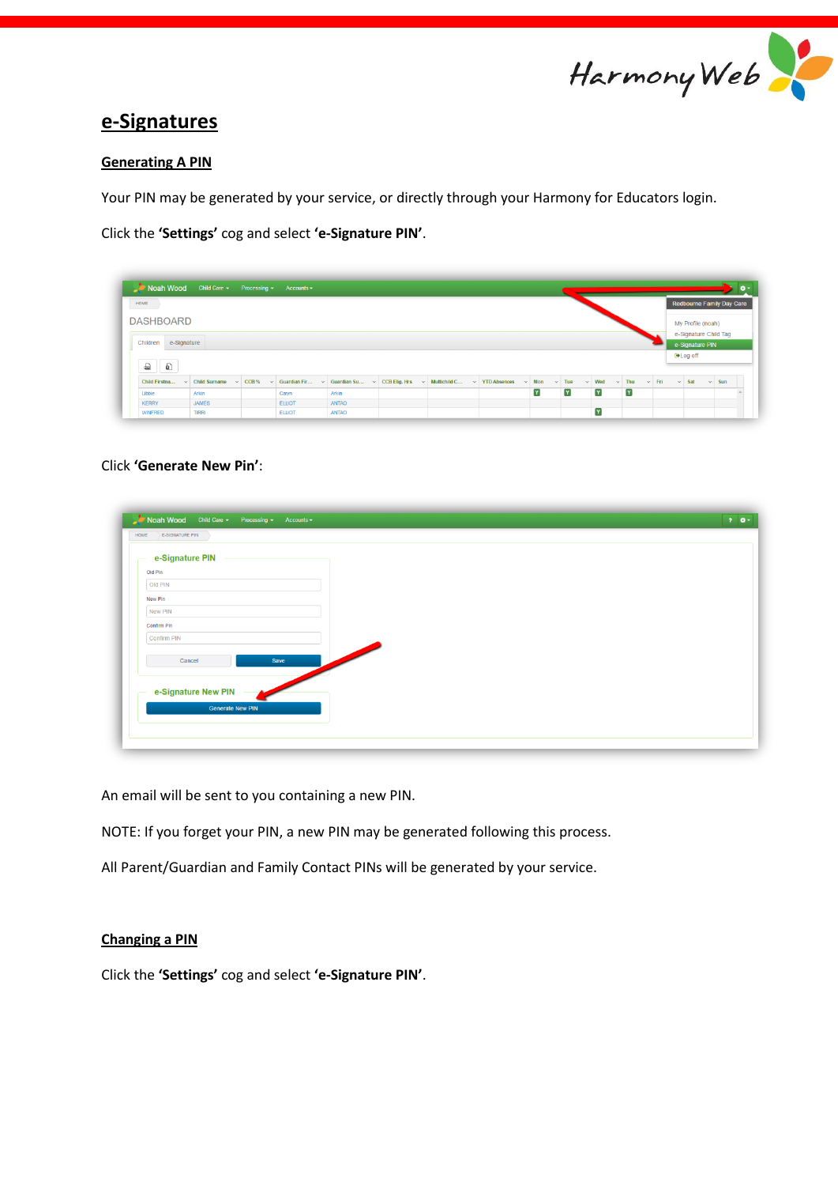# e-Signatures

## Generating A PIN

Your PIN may be generated by your service, or directly through your Harmony for Educators login.

Click the **'Settings'** cog and select **'e-Signature PIN'**.

Click **'Generate New Pin'**:

An email will be sent to you containing a new PIN.

NOTE: If you forget your PIN, a new PIN may be generated following this process.

All Parent/Guardian and Family Contact PINs will be generated by your service.

## Changing a PIN

Click the **'Settings'** cog and select **'e-Signature PIN'**.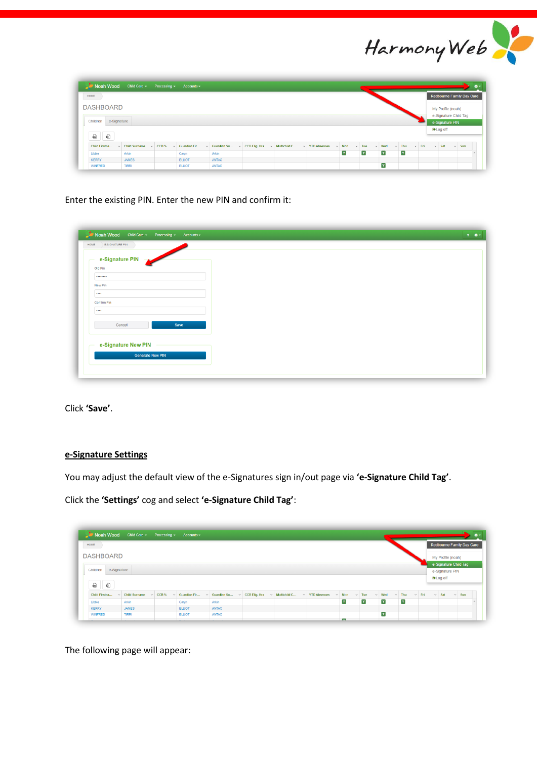Enter the existing PIN. Enter the new PIN and confirm it:

Click **'Save'**.

## e-Signature Settings

You may adjust the default view of the e-Signatures sign in/out page via **'e-Signature Child Tag'**.

Click the **'Settings'** cog and select **'e-Signature Child Tag'**:

The following page will appear: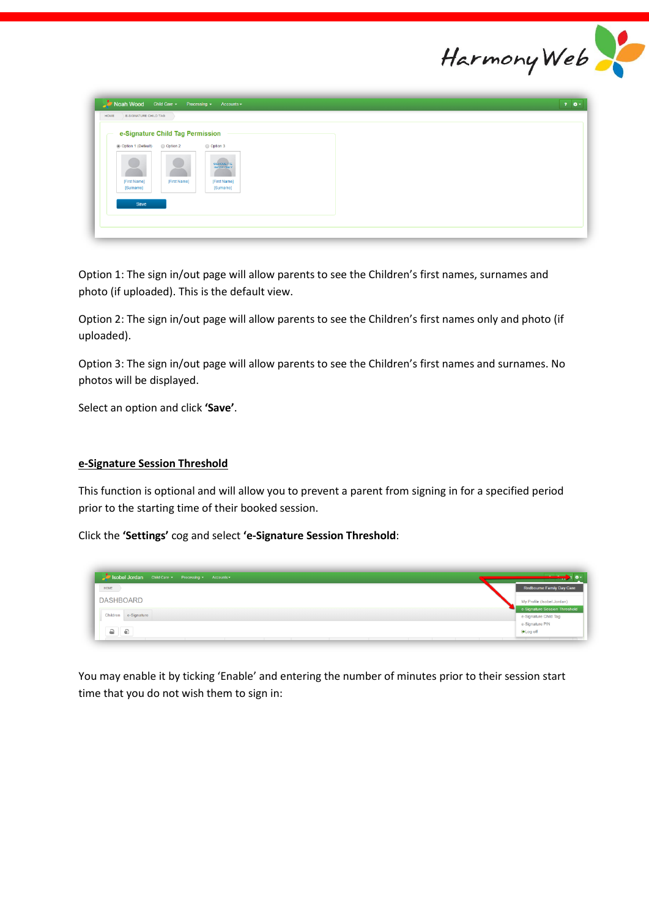Option 1: The sign in/out page will allow parents to see the Children's first names, surnames and photo (if uploaded). This is the default view.

Option 2: The sign in/out page will allow parents to see the Children's first names only and photo (if uploaded).

Option 3: The sign in/out page will allow parents to see the Children's first names and surnames. No photos will be displayed.

Select an option and click **'Save'**.

## e-Signature Session Threshold

This function is optional and will allow you to prevent a parent from signing in for a specified period prior to the starting time of their booked session.

Click the **'Settings'** cog and select **'e-Signature Session Threshold**:

You may enable it by ticking 'Enable' and entering the number of minutes prior to their session start time that you do not wish them to sign in: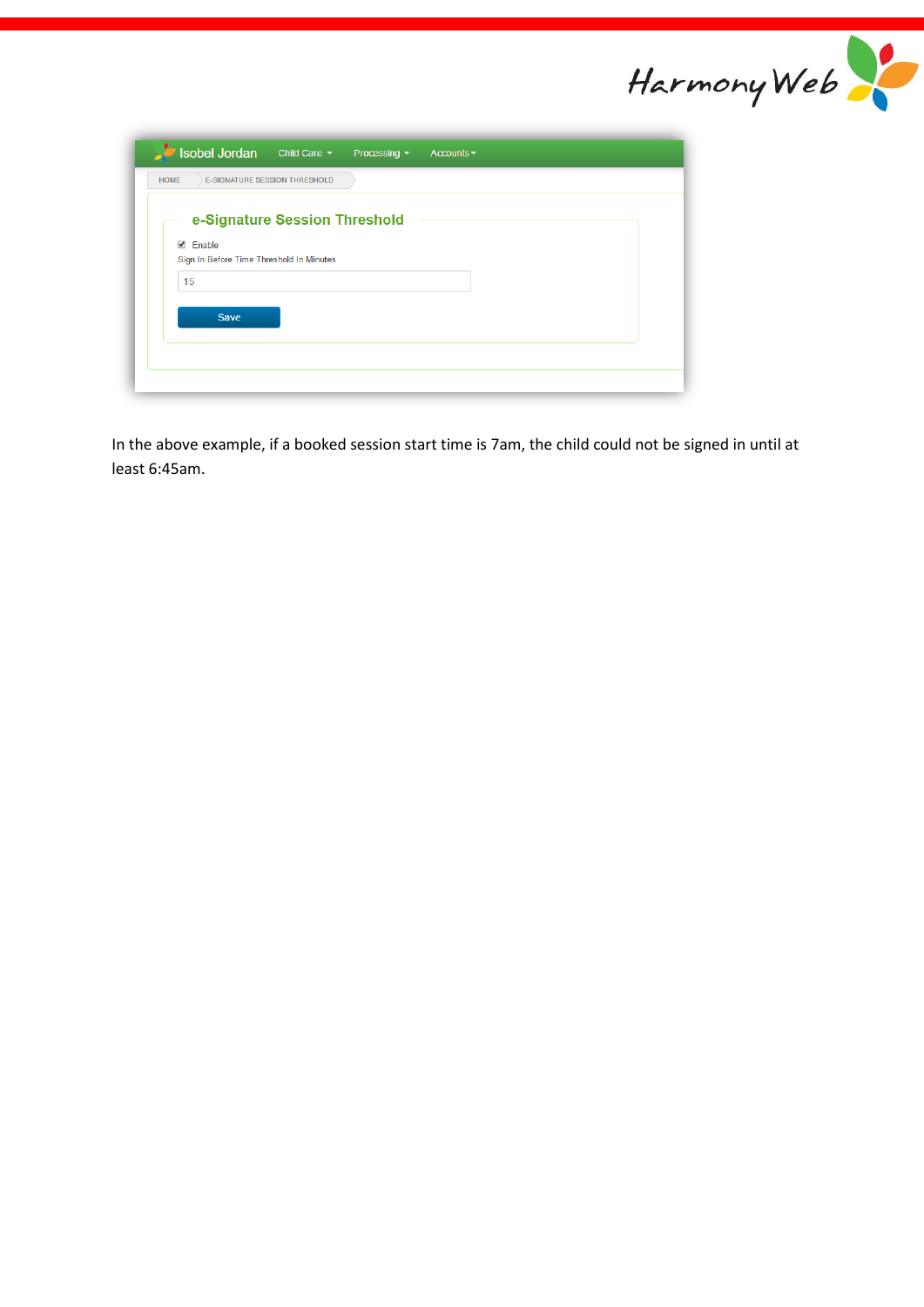In the above example, if a booked session start time is 7am, the child could not be signed in until at least 6:45am.